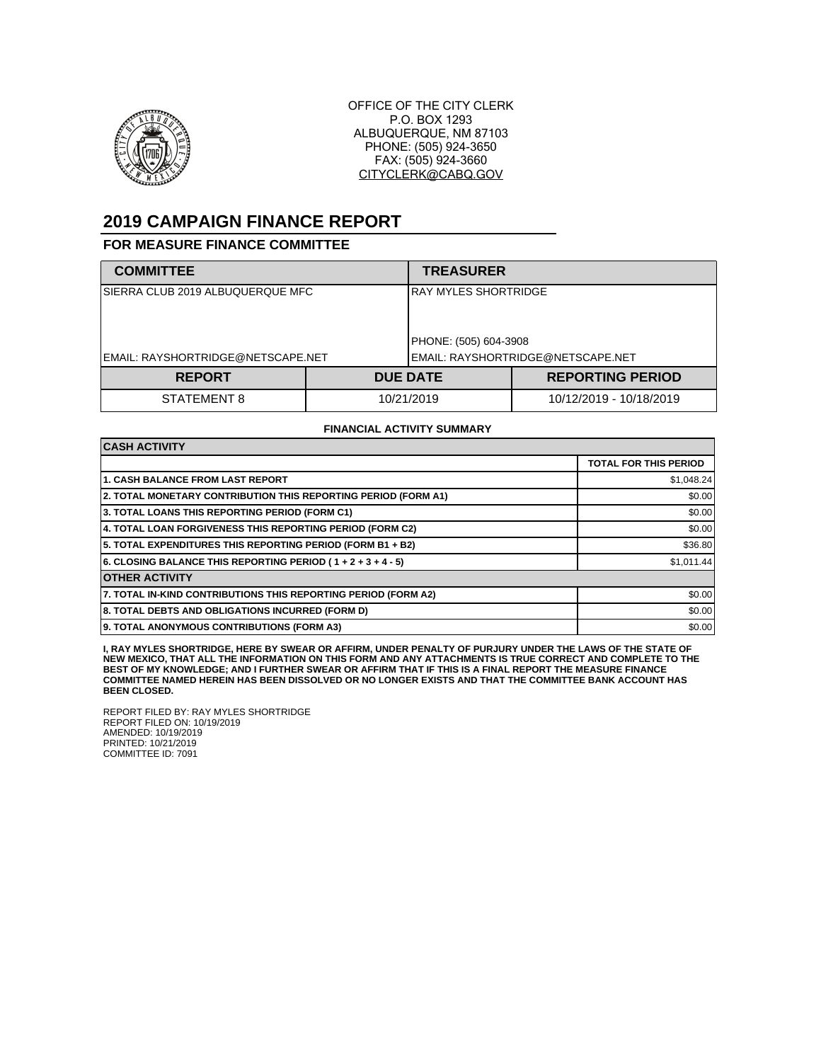OFFICE OF THE CITY CLERK
P.O. BOX 1293
ALBUQUERQUE, NM 87103
PHONE: (505) 924-3650
FAX: (505) 924-3660
CITYCLERK@CABQ.GOV

# 2019 CAMPAIGN FINANCE REPORT

## FOR MEASURE FINANCE COMMITTEE

| COMMITTEE | TREASURER |
|---|---|
| SIERRA CLUB 2019 ALBUQUERQUE MFC | RAY MYLES SHORTRIDGE |
| | PHONE: (505) 604-3908 |
| EMAIL: RAYSHORTRIDGE@NETSCAPE.NET | EMAIL: RAYSHORTRIDGE@NETSCAPE.NET |

| REPORT | DUE DATE | REPORTING PERIOD |
|---|---|---|
| STATEMENT 8 | 10/21/2019 | 10/12/2019 - 10/18/2019 |

**FINANCIAL ACTIVITY SUMMARY**

| CASH ACTIVITY | |
|---|---|
| | TOTAL FOR THIS PERIOD |
| 1. CASH BALANCE FROM LAST REPORT | $1,048.24 |
| 2. TOTAL MONETARY CONTRIBUTION THIS REPORTING PERIOD (FORM A1) | $0.00 |
| 3. TOTAL LOANS THIS REPORTING PERIOD (FORM C1) | $0.00 |
| 4. TOTAL LOAN FORGIVENESS THIS REPORTING PERIOD (FORM C2) | $0.00 |
| 5. TOTAL EXPENDITURES THIS REPORTING PERIOD (FORM B1 + B2) | $36.80 |
| 6. CLOSING BALANCE THIS REPORTING PERIOD ( 1 + 2 + 3 + 4 - 5) | $1,011.44 |
| **OTHER ACTIVITY** | |
| 7. TOTAL IN-KIND CONTRIBUTIONS THIS REPORTING PERIOD (FORM A2) | $0.00 |
| 8. TOTAL DEBTS AND OBLIGATIONS INCURRED (FORM D) | $0.00 |
| 9. TOTAL ANONYMOUS CONTRIBUTIONS (FORM A3) | $0.00 |

**I, RAY MYLES SHORTRIDGE, HERE BY SWEAR OR AFFIRM, UNDER PENALTY OF PURJURY UNDER THE LAWS OF THE STATE OF NEW MEXICO, THAT ALL THE INFORMATION ON THIS FORM AND ANY ATTACHMENTS IS TRUE CORRECT AND COMPLETE TO THE BEST OF MY KNOWLEDGE; AND I FURTHER SWEAR OR AFFIRM THAT IF THIS IS A FINAL REPORT THE MEASURE FINANCE COMMITTEE NAMED HEREIN HAS BEEN DISSOLVED OR NO LONGER EXISTS AND THAT THE COMMITTEE BANK ACCOUNT HAS BEEN CLOSED.**

REPORT FILED BY: RAY MYLES SHORTRIDGE
REPORT FILED ON: 10/19/2019
AMENDED: 10/19/2019
PRINTED: 10/21/2019
COMMITTEE ID: 7091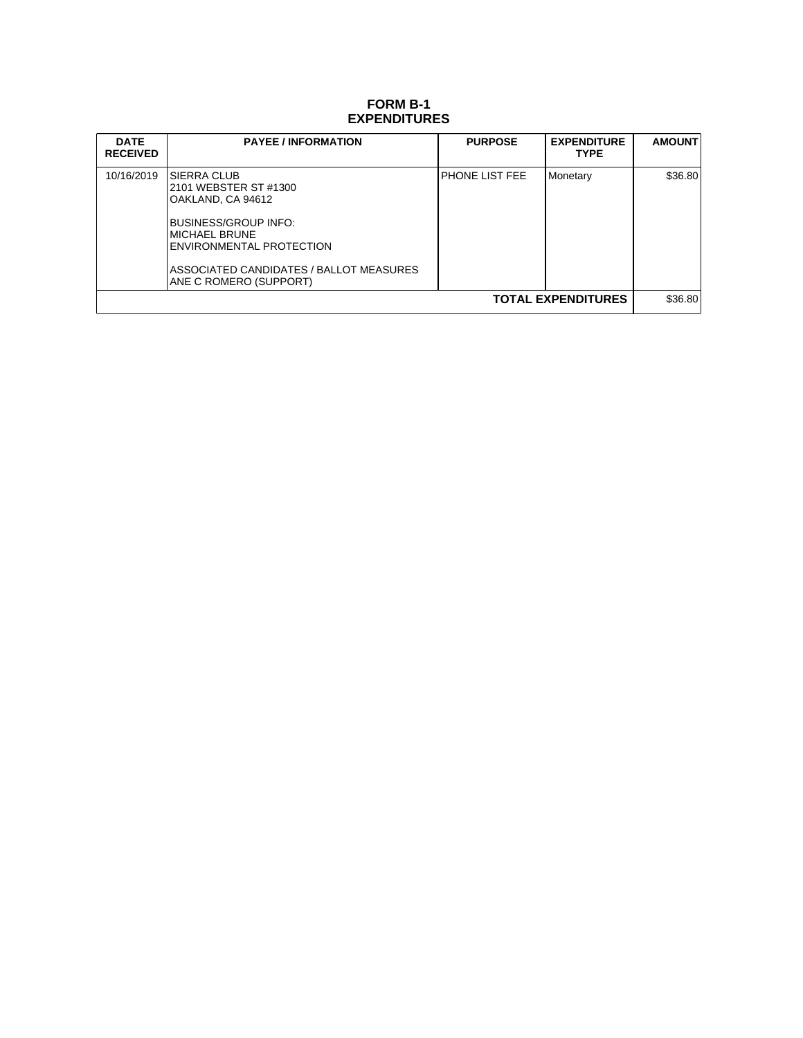**FORM B-1**
**EXPENDITURES**

| DATE RECEIVED | PAYEE / INFORMATION | PURPOSE | EXPENDITURE TYPE | AMOUNT |
| --- | --- | --- | --- | --- |
| 10/16/2019 | SIERRA CLUB<br>2101 WEBSTER ST #1300<br>OAKLAND, CA 94612<br><br>BUSINESS/GROUP INFO:<br>MICHAEL BRUNE<br>ENVIRONMENTAL PROTECTION<br><br>ASSOCIATED CANDIDATES / BALLOT MEASURES<br>ANE C ROMERO (SUPPORT) | PHONE LIST FEE | Monetary | $36.80 |
| | | | **TOTAL EXPENDITURES** | $36.80 |